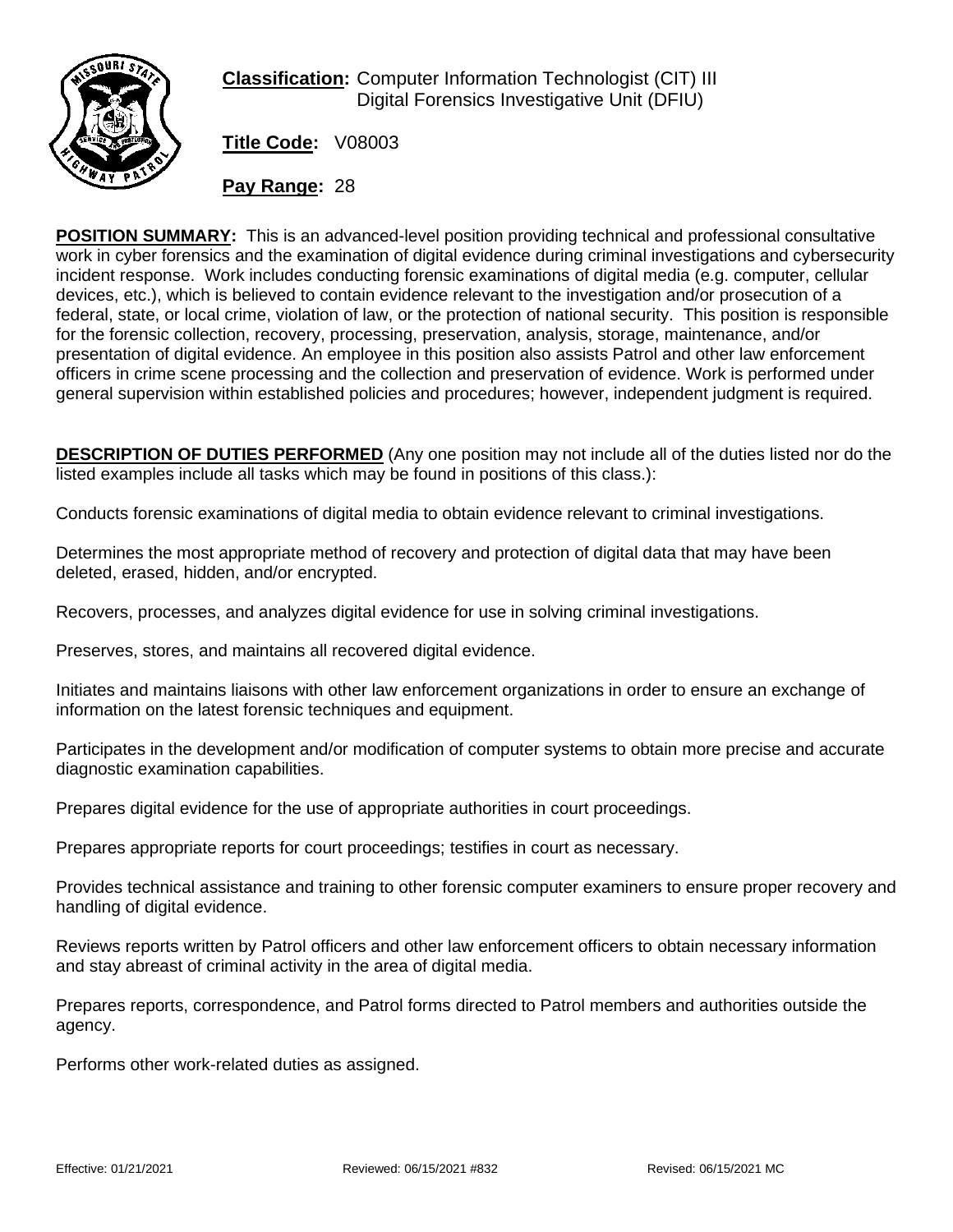**Classification:** Computer Information Technologist (CIT) III
Digital Forensics Investigative Unit (DFIU)

**Title Code:** V08003

**Pay Range:** 28

**POSITION SUMMARY:** This is an advanced-level position providing technical and professional consultative work in cyber forensics and the examination of digital evidence during criminal investigations and cybersecurity incident response. Work includes conducting forensic examinations of digital media (e.g. computer, cellular devices, etc.), which is believed to contain evidence relevant to the investigation and/or prosecution of a federal, state, or local crime, violation of law, or the protection of national security. This position is responsible for the forensic collection, recovery, processing, preservation, analysis, storage, maintenance, and/or presentation of digital evidence. An employee in this position also assists Patrol and other law enforcement officers in crime scene processing and the collection and preservation of evidence. Work is performed under general supervision within established policies and procedures; however, independent judgment is required.

**DESCRIPTION OF DUTIES PERFORMED** (Any one position may not include all of the duties listed nor do the listed examples include all tasks which may be found in positions of this class.):

Conducts forensic examinations of digital media to obtain evidence relevant to criminal investigations.

Determines the most appropriate method of recovery and protection of digital data that may have been deleted, erased, hidden, and/or encrypted.

Recovers, processes, and analyzes digital evidence for use in solving criminal investigations.

Preserves, stores, and maintains all recovered digital evidence.

Initiates and maintains liaisons with other law enforcement organizations in order to ensure an exchange of information on the latest forensic techniques and equipment.

Participates in the development and/or modification of computer systems to obtain more precise and accurate diagnostic examination capabilities.

Prepares digital evidence for the use of appropriate authorities in court proceedings.

Prepares appropriate reports for court proceedings; testifies in court as necessary.

Provides technical assistance and training to other forensic computer examiners to ensure proper recovery and handling of digital evidence.

Reviews reports written by Patrol officers and other law enforcement officers to obtain necessary information and stay abreast of criminal activity in the area of digital media.

Prepares reports, correspondence, and Patrol forms directed to Patrol members and authorities outside the agency.

Performs other work-related duties as assigned.

Effective: 01/21/2021 Reviewed: 06/15/2021 #832 Revised: 06/15/2021 MC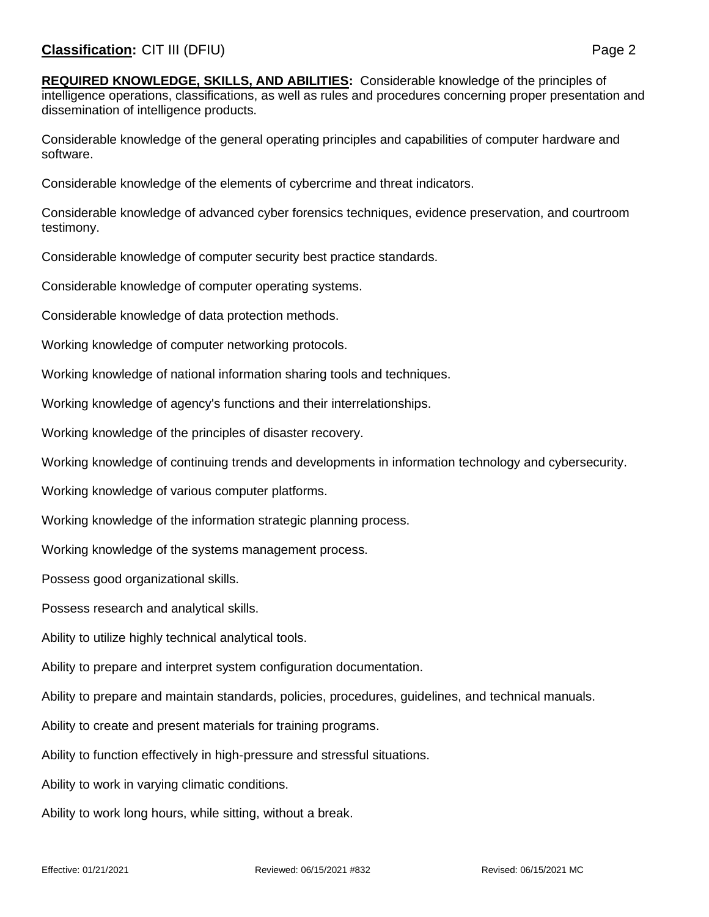**REQUIRED KNOWLEDGE, SKILLS, AND ABILITIES:** Considerable knowledge of the principles of intelligence operations, classifications, as well as rules and procedures concerning proper presentation and dissemination of intelligence products.

Considerable knowledge of the general operating principles and capabilities of computer hardware and software.

Considerable knowledge of the elements of cybercrime and threat indicators.

Considerable knowledge of advanced cyber forensics techniques, evidence preservation, and courtroom testimony.

Considerable knowledge of computer security best practice standards.

Considerable knowledge of computer operating systems.

Considerable knowledge of data protection methods.

Working knowledge of computer networking protocols.

Working knowledge of national information sharing tools and techniques.

Working knowledge of agency's functions and their interrelationships.

Working knowledge of the principles of disaster recovery.

Working knowledge of continuing trends and developments in information technology and cybersecurity.

Working knowledge of various computer platforms.

Working knowledge of the information strategic planning process.

Working knowledge of the systems management process.

Possess good organizational skills.

Possess research and analytical skills.

Ability to utilize highly technical analytical tools.

Ability to prepare and interpret system configuration documentation.

Ability to prepare and maintain standards, policies, procedures, guidelines, and technical manuals.

Ability to create and present materials for training programs.

Ability to function effectively in high-pressure and stressful situations.

Ability to work in varying climatic conditions.

Ability to work long hours, while sitting, without a break.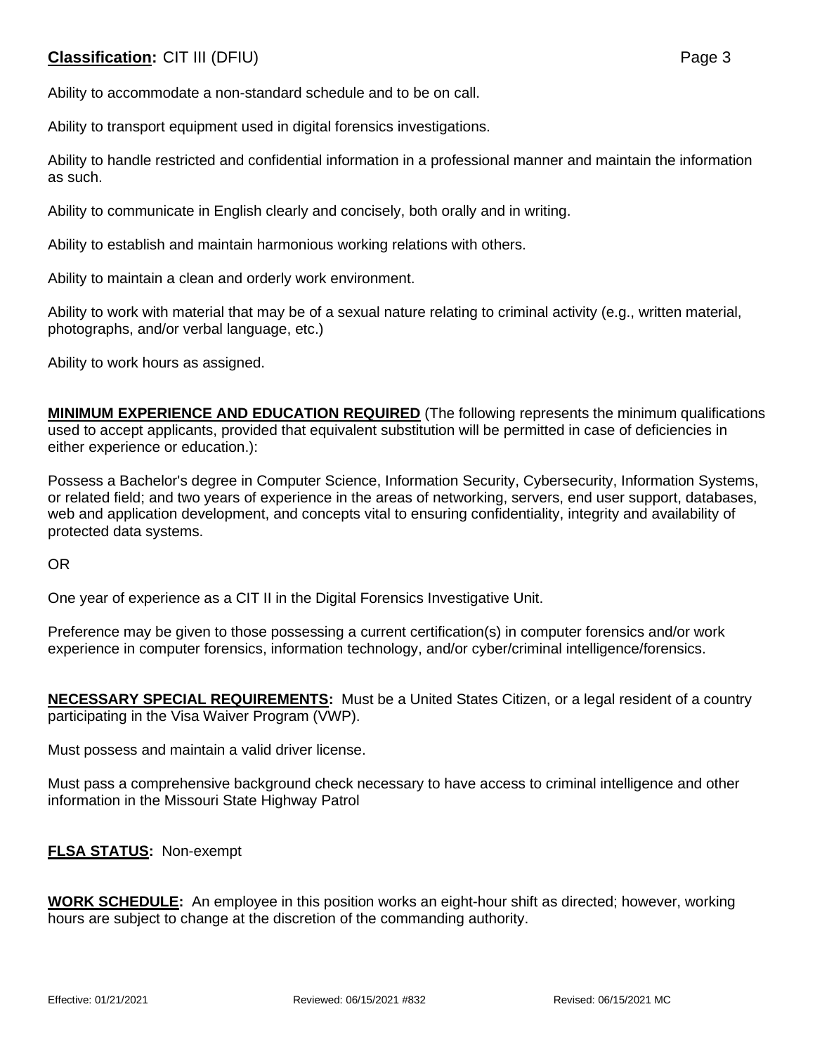Ability to accommodate a non-standard schedule and to be on call.

Ability to transport equipment used in digital forensics investigations.

Ability to handle restricted and confidential information in a professional manner and maintain the information as such.

Ability to communicate in English clearly and concisely, both orally and in writing.

Ability to establish and maintain harmonious working relations with others.

Ability to maintain a clean and orderly work environment.

Ability to work with material that may be of a sexual nature relating to criminal activity (e.g., written material, photographs, and/or verbal language, etc.)

Ability to work hours as assigned.

**MINIMUM EXPERIENCE AND EDUCATION REQUIRED** (The following represents the minimum qualifications used to accept applicants, provided that equivalent substitution will be permitted in case of deficiencies in either experience or education.):

Possess a Bachelor's degree in Computer Science, Information Security, Cybersecurity, Information Systems, or related field; and two years of experience in the areas of networking, servers, end user support, databases, web and application development, and concepts vital to ensuring confidentiality, integrity and availability of protected data systems.

OR

One year of experience as a CIT II in the Digital Forensics Investigative Unit.

Preference may be given to those possessing a current certification(s) in computer forensics and/or work experience in computer forensics, information technology, and/or cyber/criminal intelligence/forensics.

**NECESSARY SPECIAL REQUIREMENTS:** Must be a United States Citizen, or a legal resident of a country participating in the Visa Waiver Program (VWP).

Must possess and maintain a valid driver license.

Must pass a comprehensive background check necessary to have access to criminal intelligence and other information in the Missouri State Highway Patrol

**FLSA STATUS:** Non-exempt

**WORK SCHEDULE:** An employee in this position works an eight-hour shift as directed; however, working hours are subject to change at the discretion of the commanding authority.

Effective: 01/21/2021 Reviewed: 06/15/2021 #832 Revised: 06/15/2021 MC